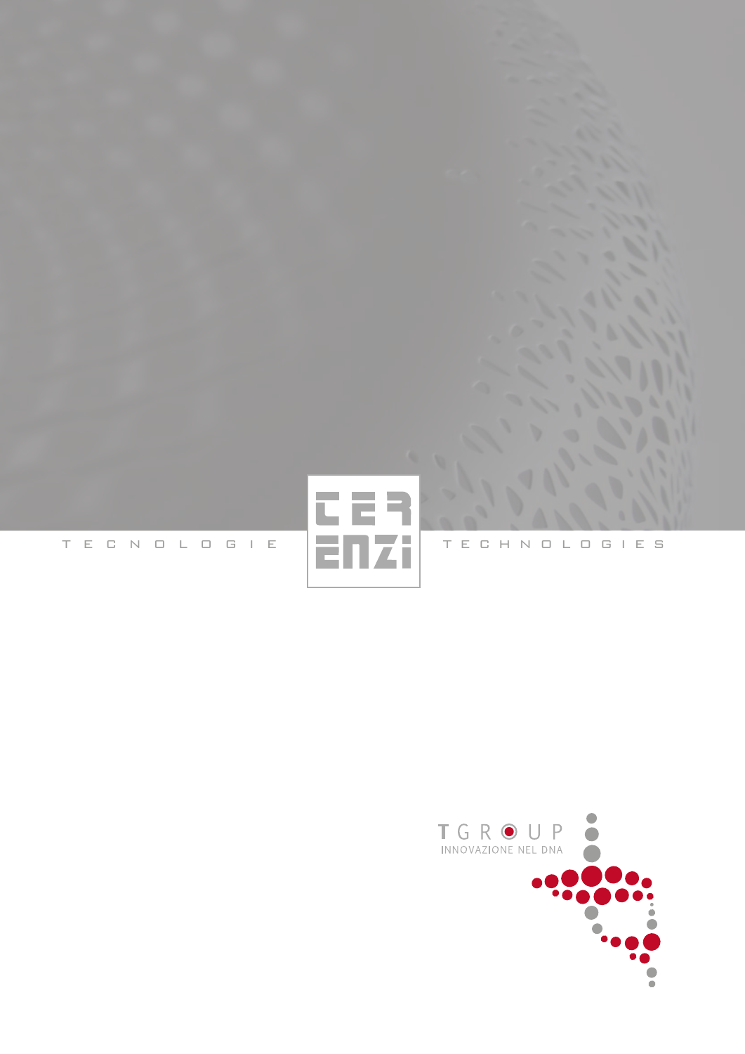TECNOLOGIE

TERENZI

TECHNOLOGIES

TGROUP

INNOVAZIONE NEL DNA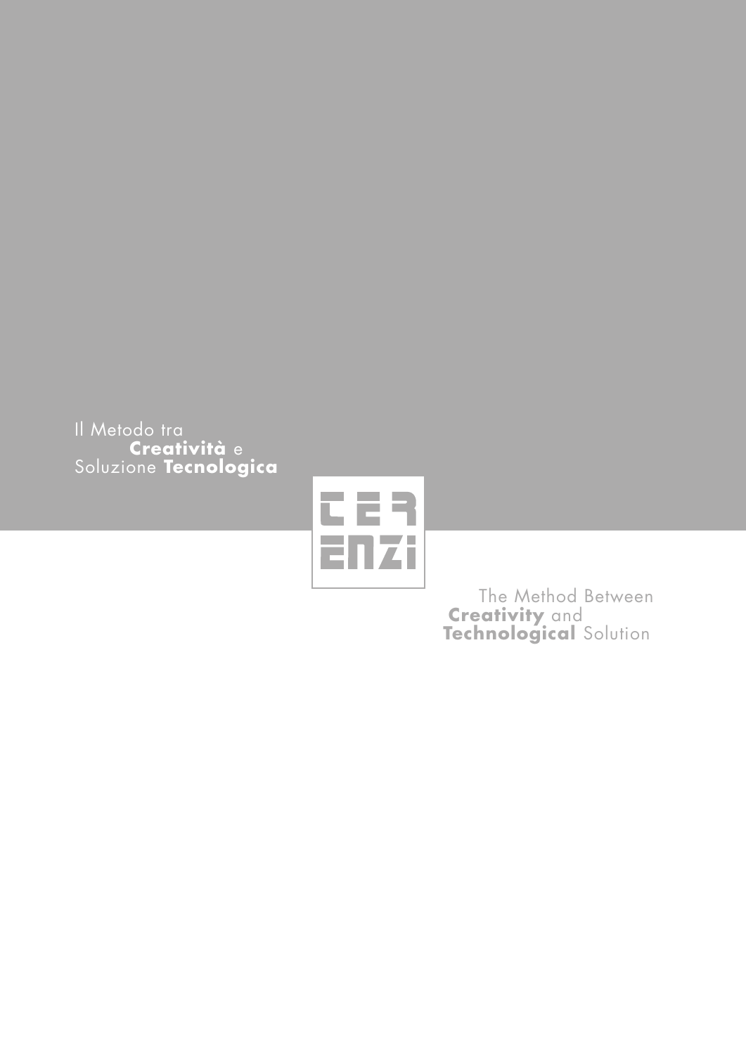Il Metodo tra
**Creatività** e
Soluzione **Tecnologica**

TER
ENZI

The Method Between
**Creativity** and
**Technological** Solution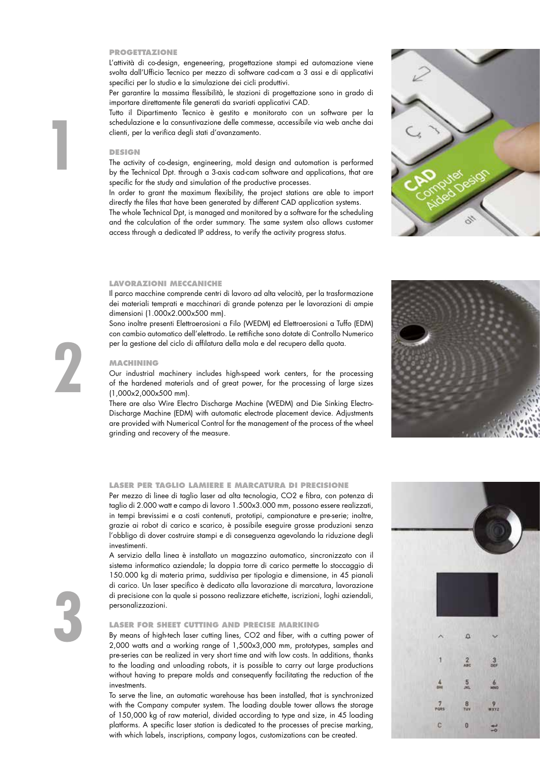1

### PROGETTAZIONE

L'attività di co-design, engeneering, progettazione stampi ed automazione viene svolta dall'Ufficio Tecnico per mezzo di software cad-cam a 3 assi e di applicativi specifici per lo studio e la simulazione dei cicli produttivi.

Per garantire la massima flessibilità, le stazioni di progettazione sono in grado di importare direttamente file generati da svariati applicativi CAD.

Tutto il Dipartimento Tecnico è gestito e monitorato con un software per la schedulazione e la consuntivazione delle commesse, accessibile via web anche dai clienti, per la verifica degli stati d'avanzamento.

### DESIGN

The activity of co-design, engineering, mold design and automation is performed by the Technical Dpt. through a 3-axis cad-cam software and applications, that are specific for the study and simulation of the productive processes.

In order to grant the maximum flexibility, the project stations are able to import directly the files that have been generated by different CAD application systems.

The whole Technical Dpt, is managed and monitored by a software for the scheduling and the calculation of the order summary. The same system also allows customer access through a dedicated IP address, to verify the activity progress status.

2

### LAVORAZIONI MECCANICHE

Il parco macchine comprende centri di lavoro ad alta velocità, per la trasformazione dei materiali temprati e macchinari di grande potenza per le lavorazioni di ampie dimensioni (1.000x2.000x500 mm).

Sono inoltre presenti Elettroerosioni a Filo (WEDM) ed Elettroerosioni a Tuffo (EDM) con cambio automatico dell'elettrodo. Le rettifiche sono dotate di Controllo Numerico per la gestione del ciclo di affilatura della mola e del recupero della quota.

### MACHINING

Our industrial machinery includes high-speed work centers, for the processing of the hardened materials and of great power, for the processing of large sizes (1,000x2,000x500 mm).

There are also Wire Electro Discharge Machine (WEDM) and Die Sinking Electro-Discharge Machine (EDM) with automatic electrode placement device. Adjustments are provided with Numerical Control for the management of the process of the wheel grinding and recovery of the measure.

3

### LASER PER TAGLIO LAMIERE E MARCATURA DI PRECISIONE

Per mezzo di linee di taglio laser ad alta tecnologia, $CO_2$ e fibra, con potenza di taglio di 2.000 watt e campo di lavoro 1.500x3.000 mm, possono essere realizzati, in tempi brevissimi e a costi contenuti, prototipi, campionature e pre-serie; inoltre, grazie ai robot di carico e scarico, è possibile eseguire grosse produzioni senza l'obbligo di dover costruire stampi e di conseguenza agevolando la riduzione degli investimenti.

A servizio della linea è installato un magazzino automatico, sincronizzato con il sistema informatico aziendale; la doppia torre di carico permette lo stoccaggio di 150.000 kg di materia prima, suddivisa per tipologia e dimensione, in 45 pianali di carico. Un laser specifico è dedicato alla lavorazione di marcatura, lavorazione di precisione con la quale si possono realizzare etichette, iscrizioni, loghi aziendali, personalizzazioni.

### LASER FOR SHEET CUTTING AND PRECISE MARKING

By means of high-tech laser cutting lines, $CO_2$ and fiber, with a cutting power of 2,000 watts and a working range of 1,500x3,000 mm, prototypes, samples and pre-series can be realized in very short time and with low costs. In additions, thanks to the loading and unloading robots, it is possible to carry out large productions without having to prepare molds and consequently facilitating the reduction of the investments.

To serve the line, an automatic warehouse has been installed, that is synchronized with the Company computer system. The loading double tower allows the storage of 150,000 kg of raw material, divided according to type and size, in 45 loading platforms. A specific laser station is dedicated to the processes of precise marking, with which labels, inscriptions, company logos, customizations can be created.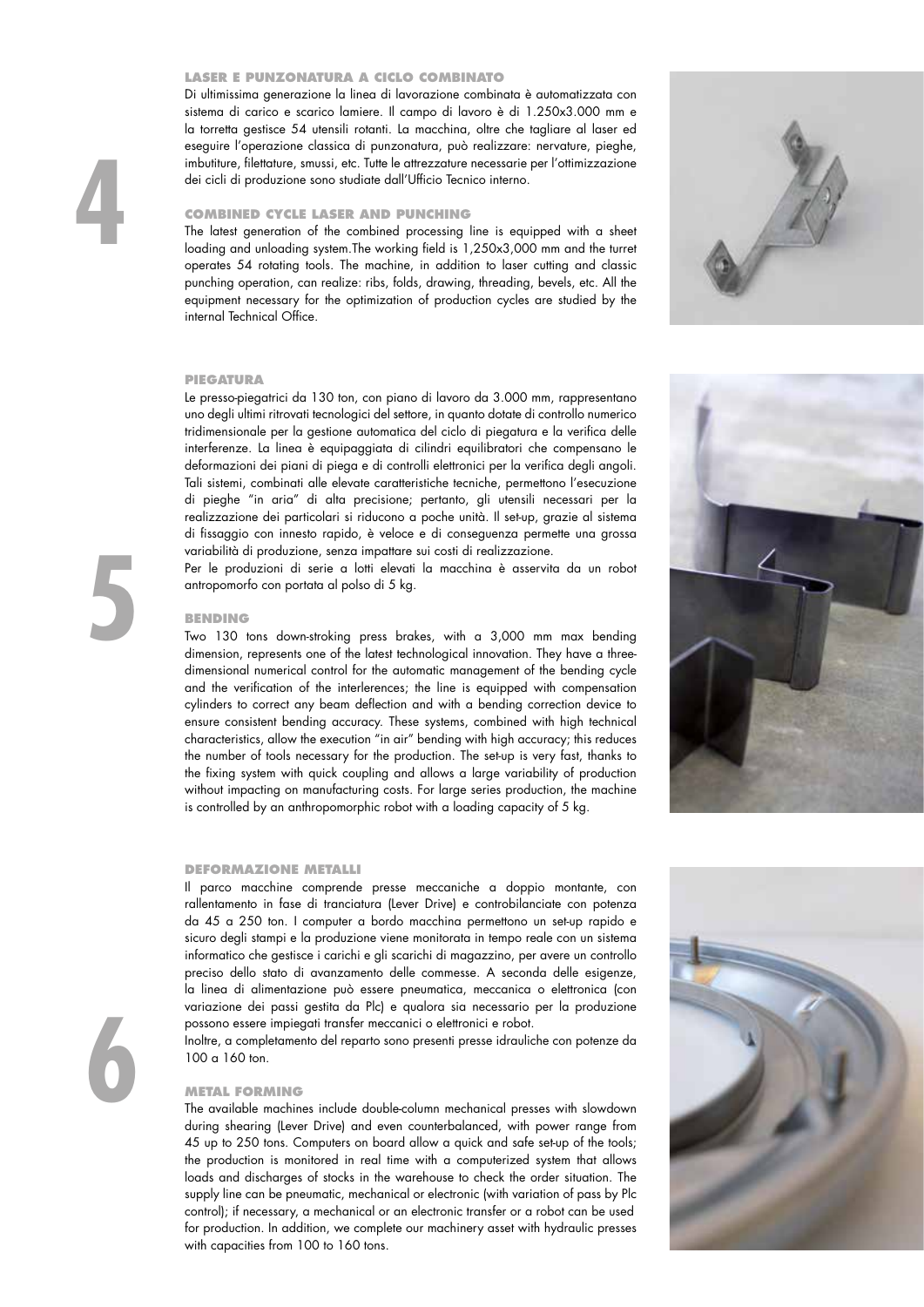# 4

## LASER E PUNZONATURA A CICLO COMBINATO

Di ultimissima generazione la linea di lavorazione combinata è automatizzata con sistema di carico e scarico lamiere. Il campo di lavoro è di 1.250x3.000 mm e la torretta gestisce 54 utensili rotanti. La macchina, oltre che tagliare al laser ed eseguire l'operazione classica di punzonatura, può realizzare: nervature, pieghe, imbutiture, filettature, smussi, etc. Tutte le attrezzature necessarie per l'ottimizzazione dei cicli di produzione sono studiate dall'Ufficio Tecnico interno.

## COMBINED CYCLE LASER AND PUNCHING

The latest generation of the combined processing line is equipped with a sheet loading and unloading system.The working field is 1,250x3,000 mm and the turret operates 54 rotating tools. The machine, in addition to laser cutting and classic punching operation, can realize: ribs, folds, drawing, threading, bevels, etc. All the equipment necessary for the optimization of production cycles are studied by the internal Technical Office.

# 5

## PIEGATURA

Le presso-piegatrici da 130 ton, con piano di lavoro da 3.000 mm, rappresentano uno degli ultimi ritrovati tecnologici del settore, in quanto dotate di controllo numerico tridimensionale per la gestione automatica del ciclo di piegatura e la verifica delle interferenze. La linea è equipaggiata di cilindri equilibratori che compensano le deformazioni dei piani di piega e di controlli elettronici per la verifica degli angoli. Tali sistemi, combinati alle elevate caratteristiche tecniche, permettono l'esecuzione di pieghe "in aria" di alta precisione; pertanto, gli utensili necessari per la realizzazione dei particolari si riducono a poche unità. Il set-up, grazie al sistema di fissaggio con innesto rapido, è veloce e di conseguenza permette una grossa variabilità di produzione, senza impattare sui costi di realizzazione.

Per le produzioni di serie a lotti elevati la macchina è asservita da un robot antropomorfo con portata al polso di 5 kg.

## BENDING

Two 130 tons down-stroking press brakes, with a 3,000 mm max bending dimension, represents one of the latest technological innovation. They have a three-dimensional numerical control for the automatic management of the bending cycle and the verification of the interlerences; the line is equipped with compensation cylinders to correct any beam deflection and with a bending correction device to ensure consistent bending accuracy. These systems, combined with high technical characteristics, allow the execution "in air" bending with high accuracy; this reduces the number of tools necessary for the production. The set-up is very fast, thanks to the fixing system with quick coupling and allows a large variability of production without impacting on manufacturing costs. For large series production, the machine is controlled by an anthropomorphic robot with a loading capacity of 5 kg.

# 6

## DEFORMAZIONE METALLI

Il parco macchine comprende presse meccaniche a doppio montante, con rallentamento in fase di tranciatura (Lever Drive) e controbilanciate con potenza da 45 a 250 ton. I computer a bordo macchina permettono un set-up rapido e sicuro degli stampi e la produzione viene monitorata in tempo reale con un sistema informatico che gestisce i carichi e gli scarichi di magazzino, per avere un controllo preciso dello stato di avanzamento delle commesse. A seconda delle esigenze, la linea di alimentazione può essere pneumatica, meccanica o elettronica (con variazione dei passi gestita da Plc) e qualora sia necessario per la produzione possono essere impiegati transfer meccanici o elettronici e robot.

Inoltre, a completamento del reparto sono presenti presse idrauliche con potenze da 100 a 160 ton.

## METAL FORMING

The available machines include double-column mechanical presses with slowdown during shearing (Lever Drive) and even counterbalanced, with power range from 45 up to 250 tons. Computers on board allow a quick and safe set-up of the tools; the production is monitored in real time with a computerized system that allows loads and discharges of stocks in the warehouse to check the order situation. The supply line can be pneumatic, mechanical or electronic (with variation of pass by Plc control); if necessary, a mechanical or an electronic transfer or a robot can be used for production. In addition, we complete our machinery asset with hydraulic presses with capacities from 100 to 160 tons.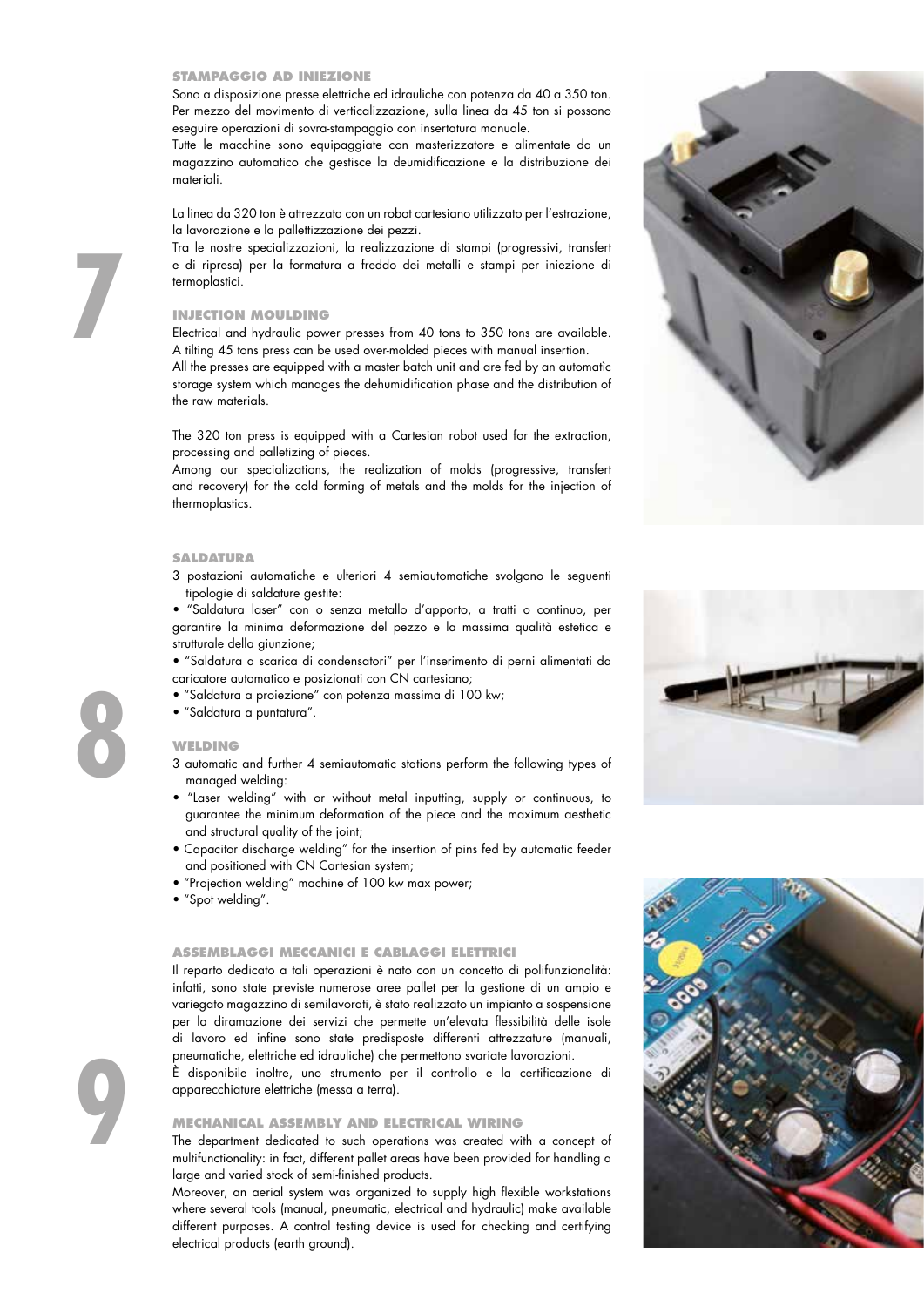## 7

### STAMPAGGIO AD INIEZIONE

Sono a disposizione presse elettriche ed idrauliche con potenza da 40 a 350 ton. Per mezzo del movimento di verticalizzazione, sulla linea da 45 ton si possono eseguire operazioni di sovra-stampaggio con insertatura manuale.
Tutte le macchine sono equipaggiate con masterizzatore e alimentate da un magazzino automatico che gestisce la deumidificazione e la distribuzione dei materiali.

La linea da 320 ton è attrezzata con un robot cartesiano utilizzato per l'estrazione, la lavorazione e la pallettizzazione dei pezzi.
Tra le nostre specializzazioni, la realizzazione di stampi (progressivi, transfert e di ripresa) per la formatura a freddo dei metalli e stampi per iniezione di termoplastici.

### INJECTION MOULDING

Electrical and hydraulic power presses from 40 tons to 350 tons are available. A tilting 45 tons press can be used over-molded pieces with manual insertion.
All the presses are equipped with a master batch unit and are fed by an automatic storage system which manages the dehumidification phase and the distribution of the raw materials.

The 320 ton press is equipped with a Cartesian robot used for the extraction, processing and palletizing of pieces.
Among our specializations, the realization of molds (progressive, transfert and recovery) for the cold forming of metals and the molds for the injection of thermoplastics.

## 8

### SALDATURA

3 postazioni automatiche e ulteriori 4 semiautomatiche svolgono le seguenti tipologie di saldature gestite:

- "Saldatura laser" con o senza metallo d'apporto, a tratti o continuo, per garantire la minima deformazione del pezzo e la massima qualità estetica e strutturale della giunzione;
- "Saldatura a scarica di condensatori" per l'inserimento di perni alimentati da caricatore automatico e posizionati con CN cartesiano;
- "Saldatura a proiezione" con potenza massima di 100 kw;
- "Saldatura a puntatura".

### WELDING

3 automatic and further 4 semiautomatic stations perform the following types of managed welding:

- "Laser welding" with or without metal inputting, supply or continuous, to guarantee the minimum deformation of the piece and the maximum aesthetic and structural quality of the joint;
- Capacitor discharge welding" for the insertion of pins fed by automatic feeder and positioned with CN Cartesian system;
- "Projection welding" machine of 100 kw max power;
- "Spot welding".

## 9

### ASSEMBLAGGI MECCANICI E CABLAGGI ELETTRICI

Il reparto dedicato a tali operazioni è nato con un concetto di polifunzionalità: infatti, sono state previste numerose aree pallet per la gestione di un ampio e variegato magazzino di semilavorati, è stato realizzato un impianto a sospensione per la diramazione dei servizi che permette un'elevata flessibilità delle isole di lavoro ed infine sono state predisposte differenti attrezzature (manuali, pneumatiche, elettriche ed idrauliche) che permettono svariate lavorazioni.
È disponibile inoltre, uno strumento per il controllo e la certificazione di apparecchiature elettriche (messa a terra).

### MECHANICAL ASSEMBLY AND ELECTRICAL WIRING

The department dedicated to such operations was created with a concept of multifunctionality: in fact, different pallet areas have been provided for handling a large and varied stock of semi-finished products.
Moreover, an aerial system was organized to supply high flexible workstations where several tools (manual, pneumatic, electrical and hydraulic) make available different purposes. A control testing device is used for checking and certifying electrical products (earth ground).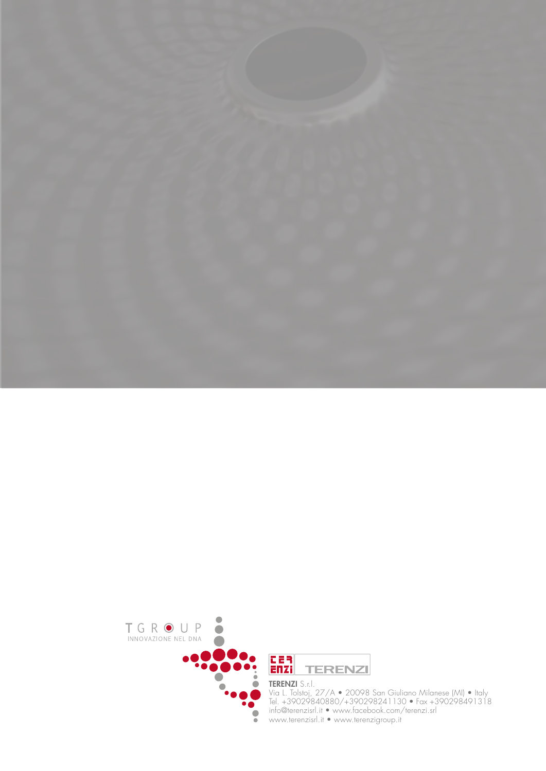TGROUP
INNOVAZIONE NEL DNA

TERENZI

**TERENZI** S.r.l.
Via L. Tolstoj, 27/A • 20098 San Giuliano Milanese (MI) • Italy
Tel. +39029840880/+390298241130 • Fax +390298491318
info@terenzisrl.it • www.facebook.com/terenzi.srl
www.terenzisrl.it • www.terenzigroup.it